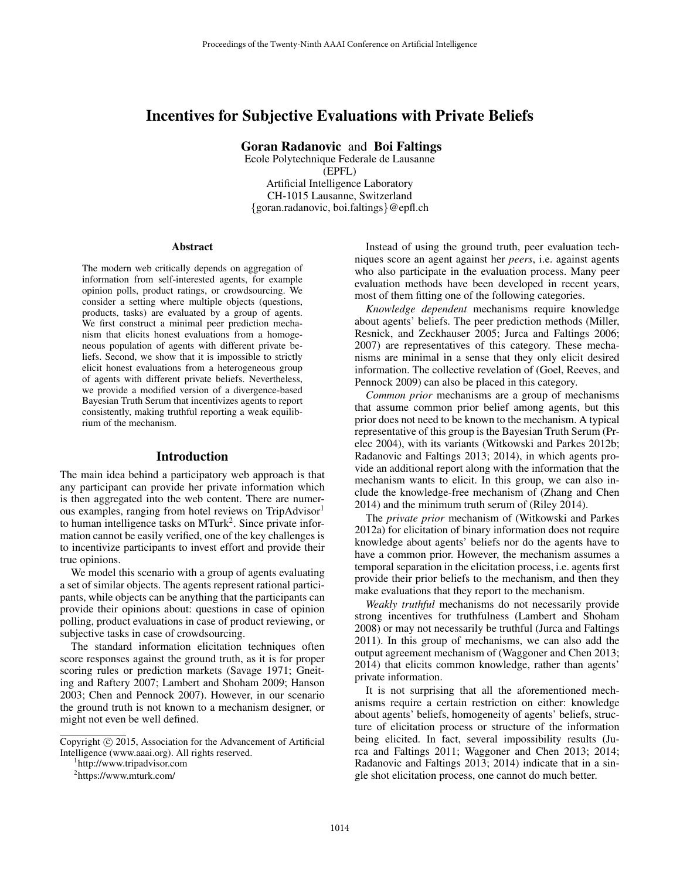# Incentives for Subjective Evaluations with Private Beliefs

**Goran Radanovic** and **Boi Faltings**

Ecole Polytechnique Federale de Lausanne
(EPFL)
Artificial Intelligence Laboratory
CH-1015 Lausanne, Switzerland
{goran.radanovic, boi.faltings}@epfl.ch

## Abstract

The modern web critically depends on aggregation of information from self-interested agents, for example opinion polls, product ratings, or crowdsourcing. We consider a setting where multiple objects (questions, products, tasks) are evaluated by a group of agents. We first construct a minimal peer prediction mechanism that elicits honest evaluations from a homogeneous population of agents with different private beliefs. Second, we show that it is impossible to strictly elicit honest evaluations from a heterogeneous group of agents with different private beliefs. Nevertheless, we provide a modified version of a divergence-based Bayesian Truth Serum that incentivizes agents to report consistently, making truthful reporting a weak equilibrium of the mechanism.

## Introduction

The main idea behind a participatory web approach is that any participant can provide her private information which is then aggregated into the web content. There are numerous examples, ranging from hotel reviews on TripAdvisor[1] to human intelligence tasks on MTurk[2]. Since private information cannot be easily verified, one of the key challenges is to incentivize participants to invest effort and provide their true opinions.

We model this scenario with a group of agents evaluating a set of similar objects. The agents represent rational participants, while objects can be anything that the participants can provide their opinions about: questions in case of opinion polling, product evaluations in case of product reviewing, or subjective tasks in case of crowdsourcing.

The standard information elicitation techniques often score responses against the ground truth, as it is for proper scoring rules or prediction markets (Savage 1971; Gneiting and Raftery 2007; Lambert and Shoham 2009; Hanson 2003; Chen and Pennock 2007). However, in our scenario the ground truth is not known to a mechanism designer, or might not even be well defined.

Instead of using the ground truth, peer evaluation techniques score an agent against her *peers*, i.e. against agents who also participate in the evaluation process. Many peer evaluation methods have been developed in recent years, most of them fitting one of the following categories.

*Knowledge dependent* mechanisms require knowledge about agents' beliefs. The peer prediction methods (Miller, Resnick, and Zeckhauser 2005; Jurca and Faltings 2006; 2007) are representatives of this category. These mechanisms are minimal in a sense that they only elicit desired information. The collective revelation of (Goel, Reeves, and Pennock 2009) can also be placed in this category.

*Common prior* mechanisms are a group of mechanisms that assume common prior belief among agents, but this prior does not need to be known to the mechanism. A typical representative of this group is the Bayesian Truth Serum (Prelec 2004), with its variants (Witkowski and Parkes 2012b; Radanovic and Faltings 2013; 2014), in which agents provide an additional report along with the information that the mechanism wants to elicit. In this group, we can also include the knowledge-free mechanism of (Zhang and Chen 2014) and the minimum truth serum of (Riley 2014).

The *private prior* mechanism of (Witkowski and Parkes 2012a) for elicitation of binary information does not require knowledge about agents' beliefs nor do the agents have to have a common prior. However, the mechanism assumes a temporal separation in the elicitation process, i.e. agents first provide their prior beliefs to the mechanism, and then they make evaluations that they report to the mechanism.

*Weakly truthful* mechanisms do not necessarily provide strong incentives for truthfulness (Lambert and Shoham 2008) or may not necessarily be truthful (Jurca and Faltings 2011). In this group of mechanisms, we can also add the output agreement mechanism of (Waggoner and Chen 2013; 2014) that elicits common knowledge, rather than agents' private information.

It is not surprising that all the aforementioned mechanisms require a certain restriction on either: knowledge about agents' beliefs, homogeneity of agents' beliefs, structure of elicitation process or structure of the information being elicited. In fact, several impossibility results (Jurca and Faltings 2011; Waggoner and Chen 2013; 2014; Radanovic and Faltings 2013; 2014) indicate that in a single shot elicitation process, one cannot do much better.

Copyright © 2015, Association for the Advancement of Artificial Intelligence (www.aaai.org). All rights reserved.

[1] http://www.tripadvisor.com

[2] https://www.mturk.com/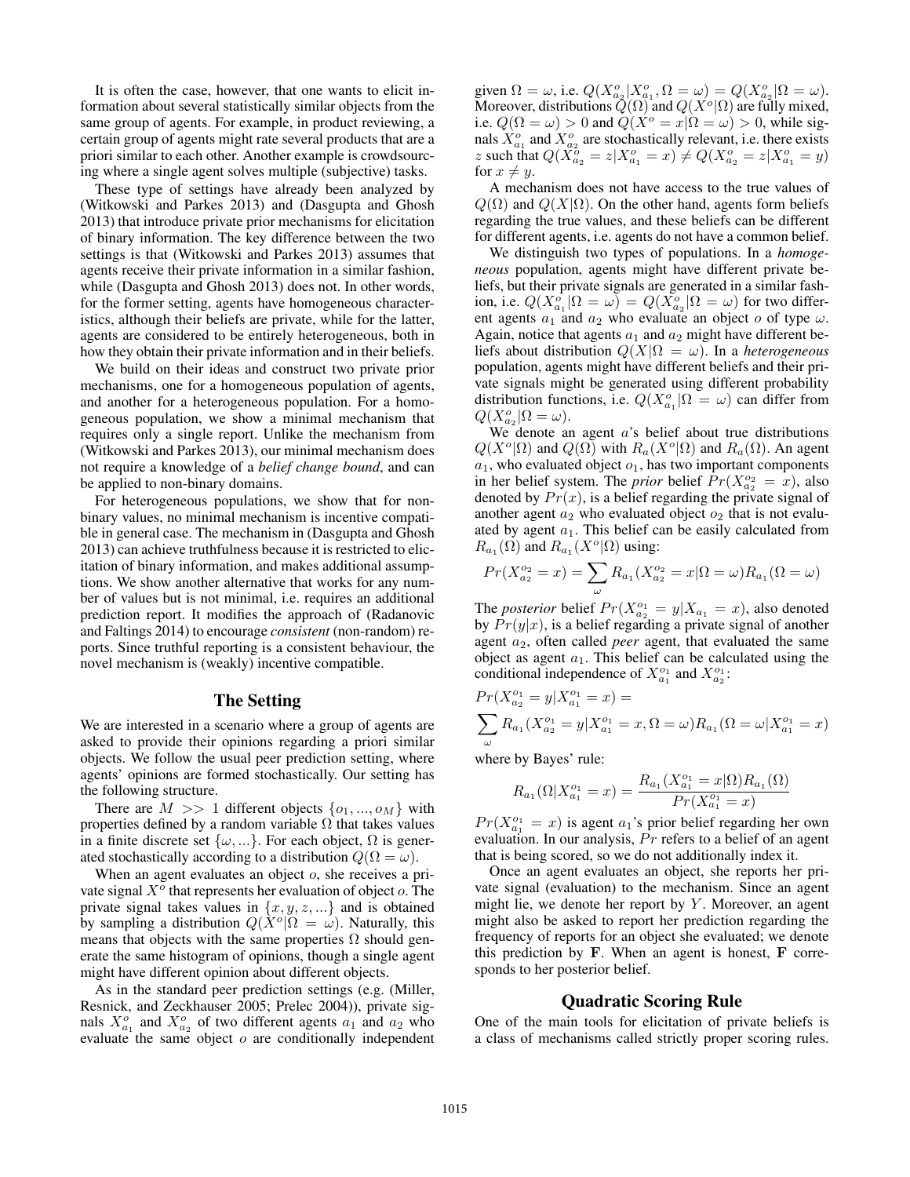It is often the case, however, that one wants to elicit information about several statistically similar objects from the same group of agents. For example, in product reviewing, a certain group of agents might rate several products that are a priori similar to each other. Another example is crowdsourcing where a single agent solves multiple (subjective) tasks.

These type of settings have already been analyzed by (Witkowski and Parkes 2013) and (Dasgupta and Ghosh 2013) that introduce private prior mechanisms for elicitation of binary information. The key difference between the two settings is that (Witkowski and Parkes 2013) assumes that agents receive their private information in a similar fashion, while (Dasgupta and Ghosh 2013) does not. In other words, for the former setting, agents have homogeneous characteristics, although their beliefs are private, while for the latter, agents are considered to be entirely heterogeneous, both in how they obtain their private information and in their beliefs.

We build on their ideas and construct two private prior mechanisms, one for a homogeneous population of agents, and another for a heterogeneous population. For a homogeneous population, we show a minimal mechanism that requires only a single report. Unlike the mechanism from (Witkowski and Parkes 2013), our minimal mechanism does not require a knowledge of a *belief change bound*, and can be applied to non-binary domains.

For heterogeneous populations, we show that for non-binary values, no minimal mechanism is incentive compatible in general case. The mechanism in (Dasgupta and Ghosh 2013) can achieve truthfulness because it is restricted to elicitation of binary information, and makes additional assumptions. We show another alternative that works for any number of values but is not minimal, i.e. requires an additional prediction report. It modifies the approach of (Radanovic and Faltings 2014) to encourage *consistent* (non-random) reports. Since truthful reporting is a consistent behaviour, the novel mechanism is (weakly) incentive compatible.

## The Setting

We are interested in a scenario where a group of agents are asked to provide their opinions regarding a priori similar objects. We follow the usual peer prediction setting, where agents' opinions are formed stochastically. Our setting has the following structure.

There are $M >> 1$ different objects $\{o_1, ..., o_M\}$ with properties defined by a random variable $\Omega$ that takes values in a finite discrete set $\{\omega, ...\}$. For each object, $\Omega$ is generated stochastically according to a distribution $Q(\Omega = \omega)$.

When an agent evaluates an object $o$, she receives a private signal $X^o$ that represents her evaluation of object $o$. The private signal takes values in $\{x, y, z, ...\}$ and is obtained by sampling a distribution $Q(X^o|\Omega = \omega)$. Naturally, this means that objects with the same properties $\Omega$ should generate the same histogram of opinions, though a single agent might have different opinion about different objects.

As in the standard peer prediction settings (e.g. (Miller, Resnick, and Zeckhauser 2005; Prelec 2004)), private signals $X^o_{a_1}$ and $X^o_{a_2}$ of two different agents $a_1$ and $a_2$ who evaluate the same object $o$ are conditionally independent given $\Omega = \omega$, i.e. $Q(X^o_{a_2}|X^o_{a_1}, \Omega = \omega) = Q(X^o_{a_2}|\Omega = \omega)$. Moreover, distributions $Q(\Omega)$ and $Q(X^o|\Omega)$ are fully mixed, i.e. $Q(\Omega = \omega) > 0$ and $Q(X^o = x|\Omega = \omega) > 0$, while signals $X^o_{a_1}$ and $X^o_{a_2}$ are stochastically relevant, i.e. there exists $z$ such that $Q(X^o_{a_2} = z|X^o_{a_1} = x) \neq Q(X^o_{a_2} = z|X^o_{a_1} = y)$ for $x \neq y$.

A mechanism does not have access to the true values of $Q(\Omega)$ and $Q(X|\Omega)$. On the other hand, agents form beliefs regarding the true values, and these beliefs can be different for different agents, i.e. agents do not have a common belief.

We distinguish two types of populations. In a *homogeneous* population, agents might have different private beliefs, but their private signals are generated in a similar fashion, i.e. $Q(X^o_{a_1}|\Omega = \omega) = Q(X^o_{a_2}|\Omega = \omega)$ for two different agents $a_1$ and $a_2$ who evaluate an object $o$ of type $\omega$. Again, notice that agents $a_1$ and $a_2$ might have different beliefs about distribution $Q(X|\Omega = \omega)$. In a *heterogeneous* population, agents might have different beliefs and their private signals might be generated using different probability distribution functions, i.e. $Q(X^o_{a_1}|\Omega = \omega)$ can differ from $Q(X^o_{a_2}|\Omega = \omega)$.

We denote an agent $a$'s belief about true distributions $Q(X^o|\Omega)$ and $Q(\Omega)$ with $R_a(X^o|\Omega)$ and $R_a(\Omega)$. An agent $a_1$, who evaluated object $o_1$, has two important components in her belief system. The *prior* belief $Pr(X^{o_2}_{a_2} = x)$, also denoted by $Pr(x)$, is a belief regarding the private signal of another agent $a_2$ who evaluated object $o_2$ that is not evaluated by agent $a_1$. This belief can be easily calculated from $R_{a_1}(\Omega)$ and $R_{a_1}(X^o|\Omega)$ using:

$$Pr(X^{o_2}_{a_2} = x) = \sum_{\omega} R_{a_1}(X^{o_2}_{a_2} = x|\Omega = \omega)R_{a_1}(\Omega = \omega)$$

The *posterior* belief $Pr(X^{o_1}_{a_2} = y|X_{a_1} = x)$, also denoted by $Pr(y|x)$, is a belief regarding a private signal of another agent $a_2$, often called *peer* agent, that evaluated the same object as agent $a_1$. This belief can be calculated using the conditional independence of $X^{o_1}_{a_1}$ and $X^{o_1}_{a_2}$:

$$Pr(X^{o_1}_{a_2} = y|X^{o_1}_{a_1} = x) =$$
$$\sum_{\omega} R_{a_1}(X^{o_1}_{a_2} = y|X^{o_1}_{a_1} = x, \Omega = \omega)R_{a_1}(\Omega = \omega|X^{o_1}_{a_1} = x)$$

where by Bayes' rule:

$$R_{a_1}(\Omega|X^{o_1}_{a_1} = x) = \frac{R_{a_1}(X^{o_1}_{a_1} = x|\Omega)R_{a_1}(\Omega)}{Pr(X^{o_1}_{a_1} = x)}$$

$Pr(X^{o_1}_{a_1} = x)$ is agent $a_1$'s prior belief regarding her own evaluation. In our analysis, $Pr$ refers to a belief of an agent that is being scored, so we do not additionally index it.

Once an agent evaluates an object, she reports her private signal (evaluation) to the mechanism. Since an agent might lie, we denote her report by $Y$. Moreover, an agent might also be asked to report her prediction regarding the frequency of reports for an object she evaluated; we denote this prediction by $\mathbf{F}$. When an agent is honest, $\mathbf{F}$ corresponds to her posterior belief.

## Quadratic Scoring Rule

One of the main tools for elicitation of private beliefs is a class of mechanisms called strictly proper scoring rules.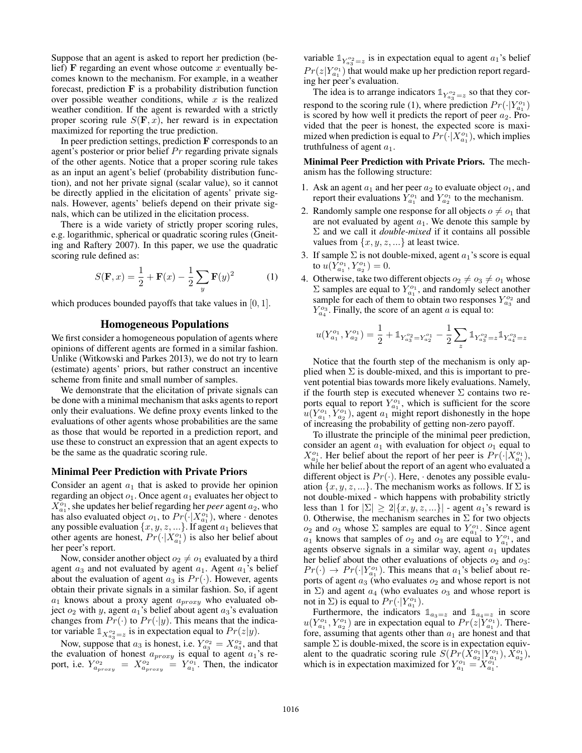Suppose that an agent is asked to report her prediction (belief) $\mathbf{F}$ regarding an event whose outcome $x$ eventually becomes known to the mechanism. For example, in a weather forecast, prediction $\mathbf{F}$ is a probability distribution function over possible weather conditions, while $x$ is the realized weather condition. If the agent is rewarded with a strictly proper scoring rule $S(\mathbf{F}, x)$, her reward is in expectation maximized for reporting the true prediction.

In peer prediction settings, prediction $\mathbf{F}$ corresponds to an agent's posterior or prior belief $Pr$ regarding private signals of the other agents. Notice that a proper scoring rule takes as an input an agent's belief (probability distribution function), and not her private signal (scalar value), so it cannot be directly applied in the elicitation of agents' private signals. However, agents' beliefs depend on their private signals, which can be utilized in the elicitation process.

There is a wide variety of strictly proper scoring rules, e.g. logarithmic, spherical or quadratic scoring rules (Gneiting and Raftery 2007). In this paper, we use the quadratic scoring rule defined as:

$$S(\mathbf{F}, x) = \frac{1}{2} + \mathbf{F}(x) - \frac{1}{2}\sum_{y} \mathbf{F}(y)^2 \qquad (1)$$

which produces bounded payoffs that take values in $[0, 1]$.

## Homogeneous Populations

We first consider a homogeneous population of agents where opinions of different agents are formed in a similar fashion. Unlike (Witkowski and Parkes 2013), we do not try to learn (estimate) agents' priors, but rather construct an incentive scheme from finite and small number of samples.

We demonstrate that the elicitation of private signals can be done with a minimal mechanism that asks agents to report only their evaluations. We define proxy events linked to the evaluations of other agents whose probabilities are the same as those that would be reported in a prediction report, and use these to construct an expression that an agent expects to be the same as the quadratic scoring rule.

### Minimal Peer Prediction with Private Priors

Consider an agent $a_1$ that is asked to provide her opinion regarding an object $o_1$. Once agent $a_1$ evaluates her object to $X_{a_1}^{o_1}$, she updates her belief regarding her *peer* agent $a_2$, who has also evaluated object $o_1$, to $Pr(\cdot|X_{a_1}^{o_1})$, where $\cdot$ denotes any possible evaluation $\{x, y, z, ...\}$. If agent $a_1$ believes that other agents are honest, $Pr(\cdot|X_{a_1}^{o_1})$ is also her belief about her peer's report.

Now, consider another object $o_2 \neq o_1$ evaluated by a third agent $a_3$ and not evaluated by agent $a_1$. Agent $a_1$'s belief about the evaluation of agent $a_3$ is $Pr(\cdot)$. However, agents obtain their private signals in a similar fashion. So, if agent $a_1$ knows about a proxy agent $a_{proxy}$ who evaluated object $o_2$ with $y$, agent $a_1$'s belief about agent $a_3$'s evaluation changes from $Pr(\cdot)$ to $Pr(\cdot|y)$. This means that the indicator variable $\mathbb{1}_{X_{a_3}^{o_2}=z}$ is in expectation equal to $Pr(z|y)$.

Now, suppose that $a_3$ is honest, i.e. $Y_{a_3}^{o_2} = X_{a_3}^{o_2}$, and that the evaluation of honest $a_{proxy}$ is equal to agent $a_1$'s report, i.e. $Y_{a_{proxy}}^{o_2} = X_{a_{proxy}}^{o_2} = Y_{a_1}^{o_1}$. Then, the indicator variable $\mathbb{1}_{Y_{a_3}^{o_2}=z}$ is in expectation equal to agent $a_1$'s belief $Pr(z|Y_{a_1}^{o_1})$ that would make up her prediction report regarding her peer's evaluation.

The idea is to arrange indicators $\mathbb{1}_{Y_{a_3}^{o_2}=z}$ so that they correspond to the scoring rule (1), where prediction $Pr(\cdot|Y_{a_1}^{o_1})$ is scored by how well it predicts the report of peer $a_2$. Provided that the peer is honest, the expected score is maximized when prediction is equal to $Pr(\cdot|X_{a_1}^{o_1})$, which implies truthfulness of agent $a_1$.

**Minimal Peer Prediction with Private Priors.** The mechanism has the following structure:

1. Ask an agent $a_1$ and her peer $a_2$ to evaluate object $o_1$, and report their evaluations $Y_{a_1}^{o_1}$ and $Y_{a_2}^{o_1}$ to the mechanism.
2. Randomly sample one response for all objects $o \neq o_1$ that are not evaluated by agent $a_1$. We denote this sample by $\Sigma$ and we call it *double-mixed* if it contains all possible values from $\{x, y, z, ...\}$ at least twice.
3. If sample $\Sigma$ is not double-mixed, agent $a_1$'s score is equal to $u(Y_{a_1}^{o_1}, Y_{a_2}^{o_1}) = 0$.
4. Otherwise, take two different objects $o_2 \neq o_3 \neq o_1$ whose $\Sigma$ samples are equal to $Y_{a_1}^{o_1}$, and randomly select another sample for each of them to obtain two responses $Y_{a_3}^{o_2}$ and $Y_{a_4}^{o_3}$. Finally, the score of an agent $a$ is equal to:

$$u(Y_{a_1}^{o_1}, Y_{a_2}^{o_1}) = \frac{1}{2} + \mathbb{1}_{Y_{a_3}^{o_2}=Y_{a_2}^{o_1}} - \frac{1}{2}\sum_{z} \mathbb{1}_{Y_{a_3}^{o_2}=z}\mathbb{1}_{Y_{a_4}^{o_3}=z}$$

Notice that the fourth step of the mechanism is only applied when $\Sigma$ is double-mixed, and this is important to prevent potential bias towards more likely evaluations. Namely, if the fourth step is executed whenever $\Sigma$ contains two reports equal to report $Y_{a_1}^{o_1}$, which is sufficient for the score $u(Y_{a_1}^{o_1}, Y_{a_2}^{o_1})$, agent $a_1$ might report dishonestly in the hope of increasing the probability of getting non-zero payoff.

To illustrate the principle of the minimal peer prediction, consider an agent $a_1$ with evaluation for object $o_1$ equal to $X_{a_1}^{o_1}$. Her belief about the report of her peer is $Pr(\cdot|X_{a_1}^{o_1})$, while her belief about the report of an agent who evaluated a different object is $Pr(\cdot)$. Here, $\cdot$ denotes any possible evaluation $\{x, y, z, ...\}$. The mechanism works as follows. If $\Sigma$ is not double-mixed - which happens with probability strictly less than 1 for $|\Sigma| \geq 2|\{x, y, z, ...\}|$ - agent $a_1$'s reward is 0. Otherwise, the mechanism searches in $\Sigma$ for two objects $o_2$ and $o_3$ whose $\Sigma$ samples are equal to $Y_{a_1}^{o_1}$. Since agent $a_1$ knows that samples of $o_2$ and $o_3$ are equal to $Y_{a_1}^{o_1}$, and agents observe signals in a similar way, agent $a_1$ updates her belief about the other evaluations of objects $o_2$ and $o_3$: $Pr(\cdot) \to Pr(\cdot|Y_{a_1}^{o_1})$. This means that $a_1$'s belief about reports of agent $a_3$ (who evaluates $o_2$ and whose report is not in $\Sigma$) and agent $a_4$ (who evaluates $o_3$ and whose report is not in $\Sigma$) is equal to $Pr(\cdot|Y_{a_1}^{o_1})$.

Furthermore, the indicators $\mathbb{1}_{a_3=z}$ and $\mathbb{1}_{a_4=z}$ in score $u(Y_{a_1}^{o_1}, Y_{a_2}^{o_1})$ are in expectation equal to $Pr(z|Y_{a_1}^{o_1})$. Therefore, assuming that agents other than $a_1$ are honest and that sample $\Sigma$ is double-mixed, the score is in expectation equivalent to the quadratic scoring rule $S(Pr(X_{a_2}^{o_1}|Y_{a_1}^{o_1}), X_{a_2}^{o_1})$, which is in expectation maximized for $Y_{a_1}^{o_1} = X_{a_1}^{o_1}$.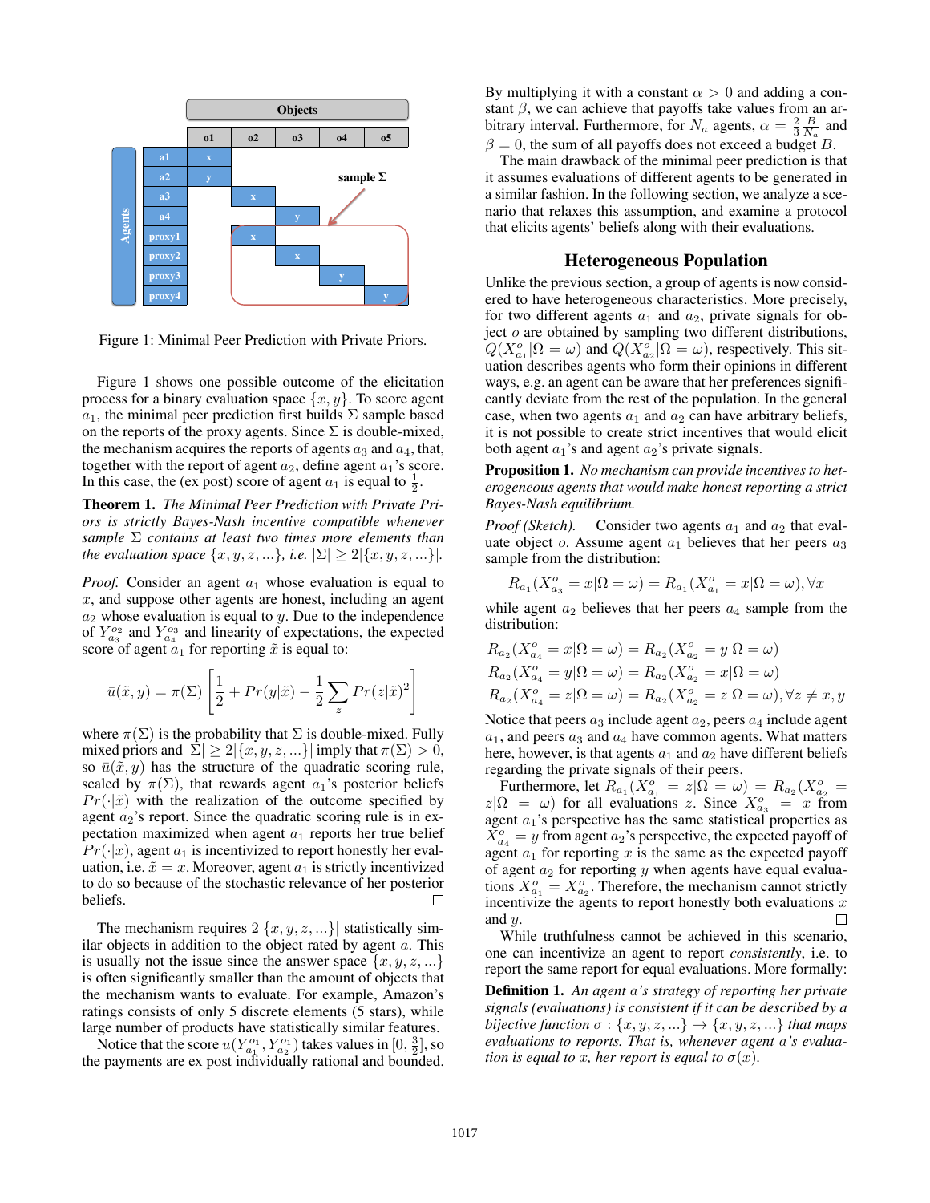Figure 1: Minimal Peer Prediction with Private Priors.

Figure 1 shows one possible outcome of the elicitation process for a binary evaluation space $\{x, y\}$. To score agent $a_1$, the minimal peer prediction first builds $\Sigma$ sample based on the reports of the proxy agents. Since $\Sigma$ is double-mixed, the mechanism acquires the reports of agents $a_3$ and $a_4$, that, together with the report of agent $a_2$, define agent $a_1$'s score. In this case, the (ex post) score of agent $a_1$ is equal to $\frac{1}{2}$.

**Theorem 1.** *The Minimal Peer Prediction with Private Priors is strictly Bayes-Nash incentive compatible whenever sample $\Sigma$ contains at least two times more elements than the evaluation space $\{x, y, z, ...\}$, i.e. $|\Sigma| \geq 2|\{x, y, z, ...\}|$.*

*Proof.* Consider an agent $a_1$ whose evaluation is equal to $x$, and suppose other agents are honest, including an agent $a_2$ whose evaluation is equal to $y$. Due to the independence of $Y_{a_3}^{o_2}$ and $Y_{a_4}^{o_3}$ and linearity of expectations, the expected score of agent $a_1$ for reporting $\tilde{x}$ is equal to:

$$\bar{u}(\tilde{x}, y) = \pi(\Sigma) \left[ \frac{1}{2} + Pr(y|\tilde{x}) - \frac{1}{2} \sum_z Pr(z|\tilde{x})^2 \right]$$

where $\pi(\Sigma)$ is the probability that $\Sigma$ is double-mixed. Fully mixed priors and $|\Sigma| \geq 2|\{x, y, z, ...\}|$ imply that $\pi(\Sigma) > 0$, so $\bar{u}(\tilde{x}, y)$ has the structure of the quadratic scoring rule, scaled by $\pi(\Sigma)$, that rewards agent $a_1$'s posterior beliefs $Pr(\cdot|\tilde{x})$ with the realization of the outcome specified by agent $a_2$'s report. Since the quadratic scoring rule is in expectation maximized when agent $a_1$ reports her true belief $Pr(\cdot|x)$, agent $a_1$ is incentivized to report honestly her evaluation, i.e. $\tilde{x} = x$. Moreover, agent $a_1$ is strictly incentivized to do so because of the stochastic relevance of her posterior beliefs. □

The mechanism requires $2|\{x, y, z, ...\}|$ statistically similar objects in addition to the object rated by agent $a$. This is usually not the issue since the answer space $\{x, y, z, ...\}$ is often significantly smaller than the amount of objects that the mechanism wants to evaluate. For example, Amazon's ratings consists of only 5 discrete elements (5 stars), while large number of products have statistically similar features.

Notice that the score $u(Y_{a_1}^{o_1}, Y_{a_2}^{o_1})$ takes values in $[0, \frac{3}{2}]$, so the payments are ex post individually rational and bounded. By multiplying it with a constant $\alpha > 0$ and adding a constant $\beta$, we can achieve that payoffs take values from an arbitrary interval. Furthermore, for $N_a$ agents, $\alpha = \frac{2}{3} \frac{B}{N_a}$ and $\beta = 0$, the sum of all payoffs does not exceed a budget $B$.

The main drawback of the minimal peer prediction is that it assumes evaluations of different agents to be generated in a similar fashion. In the following section, we analyze a scenario that relaxes this assumption, and examine a protocol that elicits agents' beliefs along with their evaluations.

## Heterogeneous Population

Unlike the previous section, a group of agents is now considered to have heterogeneous characteristics. More precisely, for two different agents $a_1$ and $a_2$, private signals for object $o$ are obtained by sampling two different distributions, $Q(X_{a_1}^o|\Omega = \omega)$ and $Q(X_{a_2}^o|\Omega = \omega)$, respectively. This situation describes agents who form their opinions in different ways, e.g. an agent can be aware that her preferences significantly deviate from the rest of the population. In the general case, when two agents $a_1$ and $a_2$ can have arbitrary beliefs, it is not possible to create strict incentives that would elicit both agent $a_1$'s and agent $a_2$'s private signals.

**Proposition 1.** *No mechanism can provide incentives to heterogeneous agents that would make honest reporting a strict Bayes-Nash equilibrium.*

*Proof (Sketch).* Consider two agents $a_1$ and $a_2$ that evaluate object $o$. Assume agent $a_1$ believes that her peers $a_3$ sample from the distribution:

$$R_{a_1}(X_{a_3}^o = x|\Omega = \omega) = R_{a_1}(X_{a_1}^o = x|\Omega = \omega), \forall x$$

while agent $a_2$ believes that her peers $a_4$ sample from the distribution:

$$R_{a_2}(X_{a_4}^o = x|\Omega = \omega) = R_{a_2}(X_{a_2}^o = y|\Omega = \omega)$$
$$R_{a_2}(X_{a_4}^o = y|\Omega = \omega) = R_{a_2}(X_{a_2}^o = x|\Omega = \omega)$$
$$R_{a_2}(X_{a_4}^o = z|\Omega = \omega) = R_{a_2}(X_{a_2}^o = z|\Omega = \omega), \forall z \neq x, y$$

Notice that peers $a_3$ include agent $a_2$, peers $a_4$ include agent $a_1$, and peers $a_3$ and $a_4$ have common agents. What matters here, however, is that agents $a_1$ and $a_2$ have different beliefs regarding the private signals of their peers.

Furthermore, let $R_{a_1}(X_{a_1}^o = z|\Omega = \omega) = R_{a_2}(X_{a_2}^o = z|\Omega = \omega)$ for all evaluations $z$. Since $X_{a_3}^o = x$ from agent $a_1$'s perspective has the same statistical properties as $X_{a_4}^o = y$ from agent $a_2$'s perspective, the expected payoff of agent $a_1$ for reporting $x$ is the same as the expected payoff of agent $a_2$ for reporting $y$ when agents have equal evaluations $X_{a_1}^o = X_{a_2}^o$. Therefore, the mechanism cannot strictly incentivize the agents to report honestly both evaluations $x$ and $y$. □

While truthfulness cannot be achieved in this scenario, one can incentivize an agent to report *consistently*, i.e. to report the same report for equal evaluations. More formally:

**Definition 1.** *An agent $a$'s strategy of reporting her private signals (evaluations) is consistent if it can be described by a bijective function $\sigma : \{x, y, z, ...\} \rightarrow \{x, y, z, ...\}$ that maps evaluations to reports. That is, whenever agent $a$'s evaluation is equal to $x$, her report is equal to $\sigma(x)$.*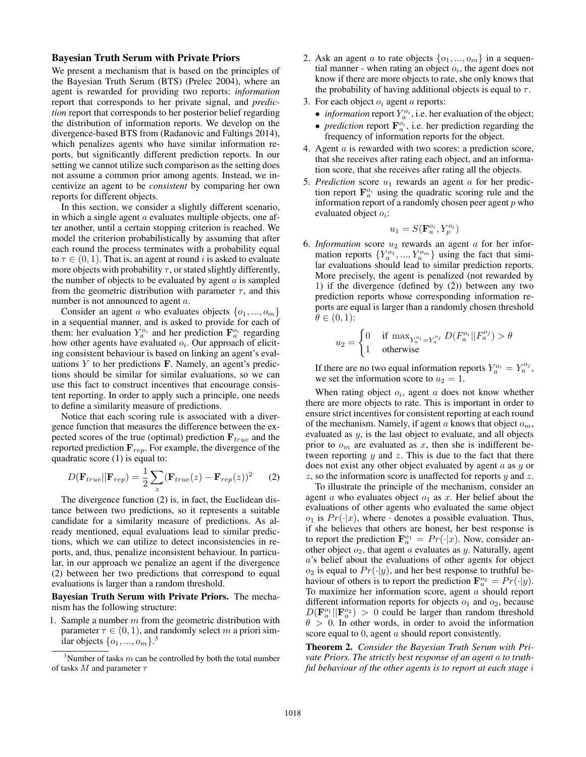### Bayesian Truth Serum with Private Priors

We present a mechanism that is based on the principles of the Bayesian Truth Serum (BTS) (Prelec 2004), where an agent is rewarded for providing two reports: *information* report that corresponds to her private signal, and *prediction* report that corresponds to her posterior belief regarding the distribution of information reports. We develop on the divergence-based BTS from (Radanovic and Faltings 2014), which penalizes agents who have similar information reports, but significantly different prediction reports. In our setting we cannot utilize such comparison as the setting does not assume a common prior among agents. Instead, we incentivize an agent to be *consistent* by comparing her own reports for different objects.

In this section, we consider a slightly different scenario, in which a single agent $a$ evaluates multiple objects, one after another, until a certain stopping criterion is reached. We model the criterion probabilistically by assuming that after each round the process terminates with a probability equal to $\tau \in (0, 1)$. That is, an agent at round $i$ is asked to evaluate more objects with probability $\tau$, or stated slightly differently, the number of objects to be evaluated by agent $a$ is sampled from the geometric distribution with parameter $\tau$, and this number is not announced to agent $a$.

Consider an agent $a$ who evaluates objects $\{o_1, ..., o_m\}$ in a sequential manner, and is asked to provide for each of them: her evaluation $Y_a^{o_i}$ and her prediction $\mathbf{F}_a^{o_i}$ regarding how other agents have evaluated $o_i$. Our approach of eliciting consistent behaviour is based on linking an agent's evaluations $Y$ to her predictions $\mathbf{F}$. Namely, an agent's predictions should be similar for similar evaluations, so we can use this fact to construct incentives that encourage consistent reporting. In order to apply such a principle, one needs to define a similarity measure of predictions.

Notice that each scoring rule is associated with a divergence function that measures the difference between the expected scores of the true (optimal) prediction $\mathbf{F}_{true}$ and the reported prediction $\mathbf{F}_{rep}$. For example, the divergence of the quadratic score (1) is equal to:

$$D(\mathbf{F}_{true}||\mathbf{F}_{rep}) = \frac{1}{2}\sum_{z}(\mathbf{F}_{true}(z) - \mathbf{F}_{rep}(z))^2 \qquad (2)$$

The divergence function (2) is, in fact, the Euclidean distance between two predictions, so it represents a suitable candidate for a similarity measure of predictions. As already mentioned, equal evaluations lead to similar predictions, which we can utilize to detect inconsistencies in reports, and, thus, penalize inconsistent behaviour. In particular, in our approach we penalize an agent if the divergence (2) between her two predictions that correspond to equal evaluations is larger than a random threshold.

**Bayesian Truth Serum with Private Priors.** The mechanism has the following structure:

1. Sample a number $m$ from the geometric distribution with parameter $\tau \in (0, 1)$, and randomly select $m$ a priori similar objects $\{o_1, ..., o_m\}$.[3]
2. Ask an agent $a$ to rate objects $\{o_1, ..., o_m\}$ in a sequential manner - when rating an object $o_i$, the agent does not know if there are more objects to rate, she only knows that the probability of having additional objects is equal to $\tau$.
3. For each object $o_i$ agent $a$ reports:
   - *information* report $Y_a^{o_i}$, i.e. her evaluation of the object;
   - *prediction* report $\mathbf{F}_a^{o_i}$, i.e. her prediction regarding the frequency of information reports for the object.
4. Agent $a$ is rewarded with two scores: a prediction score, that she receives after rating each object, and an information score, that she receives after rating all the objects.
5. *Prediction* score $u_1$ rewards an agent $a$ for her prediction report $\mathbf{F}_a^{o_i}$ using the quadratic scoring rule and the information report of a randomly chosen peer agent $p$ who evaluated object $o_i$:
$$u_1 = S(\mathbf{F}_a^{o_i}, Y_p^{o_i})$$
6. *Information* score $u_2$ rewards an agent $a$ for her information reports $\{Y_a^{o_1}, ..., Y_a^{o_m}\}$ using the fact that similar evaluations should lead to similar prediction reports. More precisely, the agent is penalized (not rewarded by 1) if the divergence (defined by (2)) between any two prediction reports whose corresponding information reports are equal is larger than a randomly chosen threshold $\theta \in (0, 1)$:
$$u_2 = \begin{cases} 0 & \text{if } \max_{Y_a^{o_i} = Y_a^{o_j}} D(F_a^{o_i}||F_a^{o_j}) > \theta \\ 1 & \text{otherwise} \end{cases}$$
If there are no two equal information reports $Y_a^{o_i} = Y_a^{o_j}$, we set the information score to $u_2 = 1$.

[3] Number of tasks $m$ can be controlled by both the total number of tasks $M$ and parameter $\tau$

When rating object $o_i$, agent $a$ does not know whether there are more objects to rate. This is important in order to ensure strict incentives for consistent reporting at each round of the mechanism. Namely, if agent $a$ knows that object $o_m$, evaluated as $y$, is the last object to evaluate, and all objects prior to $o_m$ are evaluated as $x$, then she is indifferent between reporting $y$ and $z$. This is due to the fact that there does not exist any other object evaluated by agent $a$ as $y$ or $z$, so the information score is unaffected for reports $y$ and $z$.

To illustrate the principle of the mechanism, consider an agent $a$ who evaluates object $o_1$ as $x$. Her belief about the evaluations of other agents who evaluated the same object $o_1$ is $Pr(\cdot|x)$, where $\cdot$ denotes a possible evaluation. Thus, if she believes that others are honest, her best response is to report the prediction $\mathbf{F}_a^{o_1} = Pr(\cdot|x)$. Now, consider another object $o_2$, that agent $a$ evaluates as $y$. Naturally, agent $a$'s belief about the evaluations of other agents for object $o_2$ is equal to $Pr(\cdot|y)$, and her best response to truthful behaviour of others is to report the prediction $\mathbf{F}_a^{o_2} = Pr(\cdot|y)$. To maximize her information score, agent $a$ should report different information reports for objects $o_1$ and $o_2$, because $D(\mathbf{F}_a^{o_1}||\mathbf{F}_a^{o_2}) > 0$ could be larger than random threshold $\theta > 0$. In other words, in order to avoid the information score equal to 0, agent $a$ should report consistently.

**Theorem 2.** *Consider the Bayesian Truth Serum with Private Priors. The strictly best response of an agent $a$ to truthful behaviour of the other agents is to report at each stage $i$*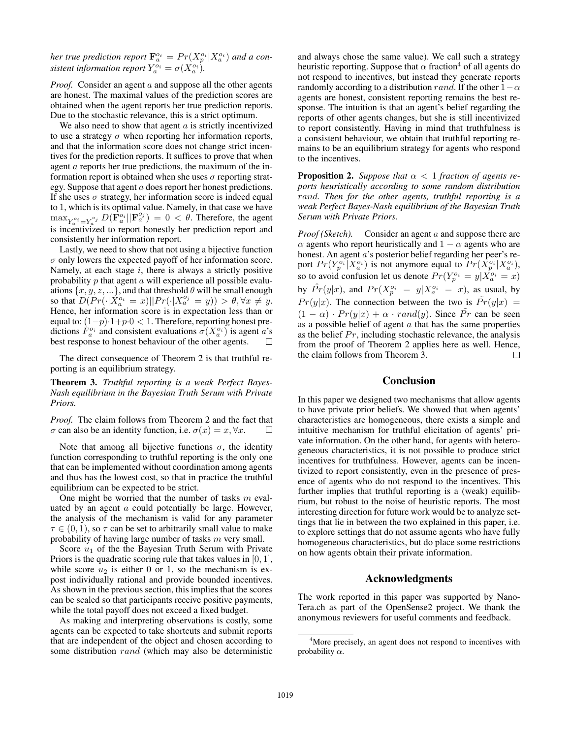*her true prediction report $\mathbf{F}_a^{o_i} = Pr(X_p^{o_i}|X_a^{o_i})$ and a consistent information report $Y_a^{o_i} = \sigma(X_a^{o_i})$.*

*Proof.* Consider an agent $a$ and suppose all the other agents are honest. The maximal values of the prediction scores are obtained when the agent reports her true prediction reports. Due to the stochastic relevance, this is a strict optimum.

We also need to show that agent $a$ is strictly incentivized to use a strategy $\sigma$ when reporting her information reports, and that the information score does not change strict incentives for the prediction reports. It suffices to prove that when agent $a$ reports her true predictions, the maximum of the information report is obtained when she uses $\sigma$ reporting strategy. Suppose that agent $a$ does report her honest predictions. If she uses $\sigma$ strategy, her information score is indeed equal to 1, which is its optimal value. Namely, in that case we have $\max_{Y_a^{o_i}=Y_a^{o_j}} D(\mathbf{F}_a^{o_i}||\mathbf{F}_a^{o_j}) = 0 < \theta$. Therefore, the agent is incentivized to report honestly her prediction report and consistently her information report.

Lastly, we need to show that not using a bijective function $\sigma$ only lowers the expected payoff of her information score. Namely, at each stage $i$, there is always a strictly positive probability $p$ that agent $a$ will experience all possible evaluations $\{x, y, z, ...\}$, and that threshold $\theta$ will be small enough so that $D(Pr(\cdot|X_a^{o_i} = x)||Pr(\cdot|X_a^{o_j} = y)) > \theta, \forall x \neq y$. Hence, her information score is in expectation less than or equal to: $(1-p)\cdot 1 + p \cdot 0 < 1$. Therefore, reporting honest predictions $F_a^{o_i}$ and consistent evaluations $\sigma(X_a^{o_i})$ is agent $a$'s best response to honest behaviour of the other agents. □

The direct consequence of Theorem 2 is that truthful reporting is an equilibrium strategy.

**Theorem 3.** *Truthful reporting is a weak Perfect Bayes-Nash equilibrium in the Bayesian Truth Serum with Private Priors.*

*Proof.* The claim follows from Theorem 2 and the fact that $\sigma$ can also be an identity function, i.e. $\sigma(x) = x, \forall x$. □

Note that among all bijective functions $\sigma$, the identity function corresponding to truthful reporting is the only one that can be implemented without coordination among agents and thus has the lowest cost, so that in practice the truthful equilibrium can be expected to be strict.

One might be worried that the number of tasks $m$ evaluated by an agent $a$ could potentially be large. However, the analysis of the mechanism is valid for any parameter $\tau \in (0, 1)$, so $\tau$ can be set to arbitrarily small value to make probability of having large number of tasks $m$ very small.

Score $u_1$ of the the Bayesian Truth Serum with Private Priors is the quadratic scoring rule that takes values in $[0, 1]$, while score $u_2$ is either 0 or 1, so the mechanism is ex-post individually rational and provide bounded incentives. As shown in the previous section, this implies that the scores can be scaled so that participants receive positive payments, while the total payoff does not exceed a fixed budget.

As making and interpreting observations is costly, some agents can be expected to take shortcuts and submit reports that are independent of the object and chosen according to some distribution $rand$ (which may also be deterministic and always chose the same value). We call such a strategy heuristic reporting. Suppose that $\alpha$ fraction[4] of all agents do not respond to incentives, but instead they generate reports randomly according to a distribution $rand$. If the other $1-\alpha$ agents are honest, consistent reporting remains the best response. The intuition is that an agent's belief regarding the reports of other agents changes, but she is still incentivized to report consistently. Having in mind that truthfulness is a consistent behaviour, we obtain that truthful reporting remains to be an equilibrium strategy for agents who respond to the incentives.

**Proposition 2.** *Suppose that $\alpha < 1$ fraction of agents reports heuristically according to some random distribution $rand$. Then for the other agents, truthful reporting is a weak Perfect Bayes-Nash equilibrium of the Bayesian Truth Serum with Private Priors.*

*Proof (Sketch).* Consider an agent $a$ and suppose there are $\alpha$ agents who report heuristically and $1-\alpha$ agents who are honest. An agent $a$'s posterior belief regarding her peer's report $Pr(Y_p^{o_i}|X_a^{o_i})$ is not anymore equal to $Pr(X_p^{o_i}|X_a^{o_i})$, so to avoid confusion let us denote $Pr(Y_p^{o_i} = y|X_a^{o_i} = x)$ by $\hat{Pr}(y|x)$, and $Pr(X_p^{o_i} = y|X_a^{o_i} = x)$, as usual, by $Pr(y|x)$. The connection between the two is $\tilde{Pr}(y|x) = (1-\alpha)\cdot Pr(y|x) + \alpha \cdot rand(y)$. Since $\tilde{Pr}$ can be seen as a possible belief of agent $a$ that has the same properties as the belief $Pr$, including stochastic relevance, the analysis from the proof of Theorem 2 applies here as well. Hence, the claim follows from Theorem 3. □

## Conclusion

In this paper we designed two mechanisms that allow agents to have private prior beliefs. We showed that when agents' characteristics are homogeneous, there exists a simple and intuitive mechanism for truthful elicitation of agents' private information. On the other hand, for agents with heterogeneous characteristics, it is not possible to produce strict incentives for truthfulness. However, agents can be incentivized to report consistently, even in the presence of presence of agents who do not respond to the incentives. This further implies that truthful reporting is a (weak) equilibrium, but robust to the noise of heuristic reports. The most interesting direction for future work would be to analyze settings that lie in between the two explained in this paper, i.e. to explore settings that do not assume agents who have fully homogeneous characteristics, but do place some restrictions on how agents obtain their private information.

## Acknowledgments

The work reported in this paper was supported by Nano-Tera.ch as part of the OpenSense2 project. We thank the anonymous reviewers for useful comments and feedback.

[4] More precisely, an agent does not respond to incentives with probability $\alpha$.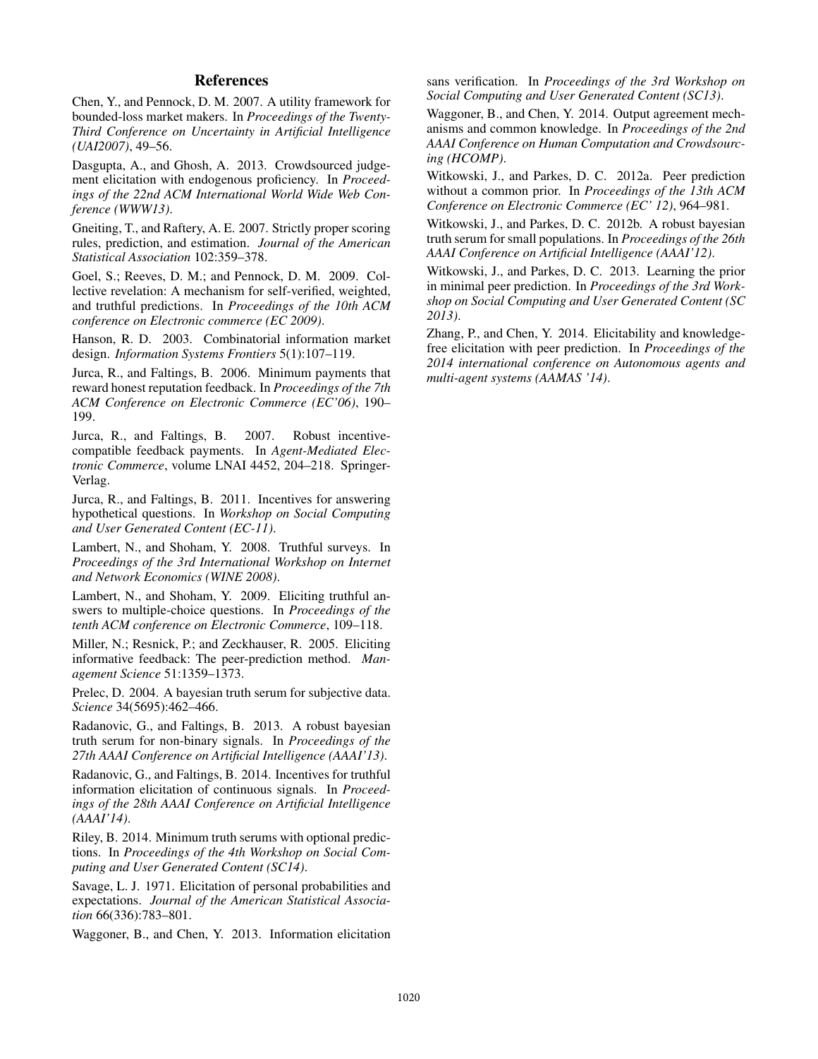## References

Chen, Y., and Pennock, D. M. 2007. A utility framework for bounded-loss market makers. In *Proceedings of the Twenty-Third Conference on Uncertainty in Artificial Intelligence (UAI2007)*, 49–56.

Dasgupta, A., and Ghosh, A. 2013. Crowdsourced judgement elicitation with endogenous proficiency. In *Proceedings of the 22nd ACM International World Wide Web Conference (WWW13)*.

Gneiting, T., and Raftery, A. E. 2007. Strictly proper scoring rules, prediction, and estimation. *Journal of the American Statistical Association* 102:359–378.

Goel, S.; Reeves, D. M.; and Pennock, D. M. 2009. Collective revelation: A mechanism for self-verified, weighted, and truthful predictions. In *Proceedings of the 10th ACM conference on Electronic commerce (EC 2009)*.

Hanson, R. D. 2003. Combinatorial information market design. *Information Systems Frontiers* 5(1):107–119.

Jurca, R., and Faltings, B. 2006. Minimum payments that reward honest reputation feedback. In *Proceedings of the 7th ACM Conference on Electronic Commerce (EC'06)*, 190–199.

Jurca, R., and Faltings, B. 2007. Robust incentive-compatible feedback payments. In *Agent-Mediated Electronic Commerce*, volume LNAI 4452, 204–218. Springer-Verlag.

Jurca, R., and Faltings, B. 2011. Incentives for answering hypothetical questions. In *Workshop on Social Computing and User Generated Content (EC-11)*.

Lambert, N., and Shoham, Y. 2008. Truthful surveys. In *Proceedings of the 3rd International Workshop on Internet and Network Economics (WINE 2008)*.

Lambert, N., and Shoham, Y. 2009. Eliciting truthful answers to multiple-choice questions. In *Proceedings of the tenth ACM conference on Electronic Commerce*, 109–118.

Miller, N.; Resnick, P.; and Zeckhauser, R. 2005. Eliciting informative feedback: The peer-prediction method. *Management Science* 51:1359–1373.

Prelec, D. 2004. A bayesian truth serum for subjective data. *Science* 34(5695):462–466.

Radanovic, G., and Faltings, B. 2013. A robust bayesian truth serum for non-binary signals. In *Proceedings of the 27th AAAI Conference on Artificial Intelligence (AAAI'13)*.

Radanovic, G., and Faltings, B. 2014. Incentives for truthful information elicitation of continuous signals. In *Proceedings of the 28th AAAI Conference on Artificial Intelligence (AAAI'14)*.

Riley, B. 2014. Minimum truth serums with optional predictions. In *Proceedings of the 4th Workshop on Social Computing and User Generated Content (SC14)*.

Savage, L. J. 1971. Elicitation of personal probabilities and expectations. *Journal of the American Statistical Association* 66(336):783–801.

Waggoner, B., and Chen, Y. 2013. Information elicitation sans verification. In *Proceedings of the 3rd Workshop on Social Computing and User Generated Content (SC13)*.

Waggoner, B., and Chen, Y. 2014. Output agreement mechanisms and common knowledge. In *Proceedings of the 2nd AAAI Conference on Human Computation and Crowdsourcing (HCOMP)*.

Witkowski, J., and Parkes, D. C. 2012a. Peer prediction without a common prior. In *Proceedings of the 13th ACM Conference on Electronic Commerce (EC' 12)*, 964–981.

Witkowski, J., and Parkes, D. C. 2012b. A robust bayesian truth serum for small populations. In *Proceedings of the 26th AAAI Conference on Artificial Intelligence (AAAI'12)*.

Witkowski, J., and Parkes, D. C. 2013. Learning the prior in minimal peer prediction. In *Proceedings of the 3rd Workshop on Social Computing and User Generated Content (SC 2013)*.

Zhang, P., and Chen, Y. 2014. Elicitability and knowledge-free elicitation with peer prediction. In *Proceedings of the 2014 international conference on Autonomous agents and multi-agent systems (AAMAS '14)*.